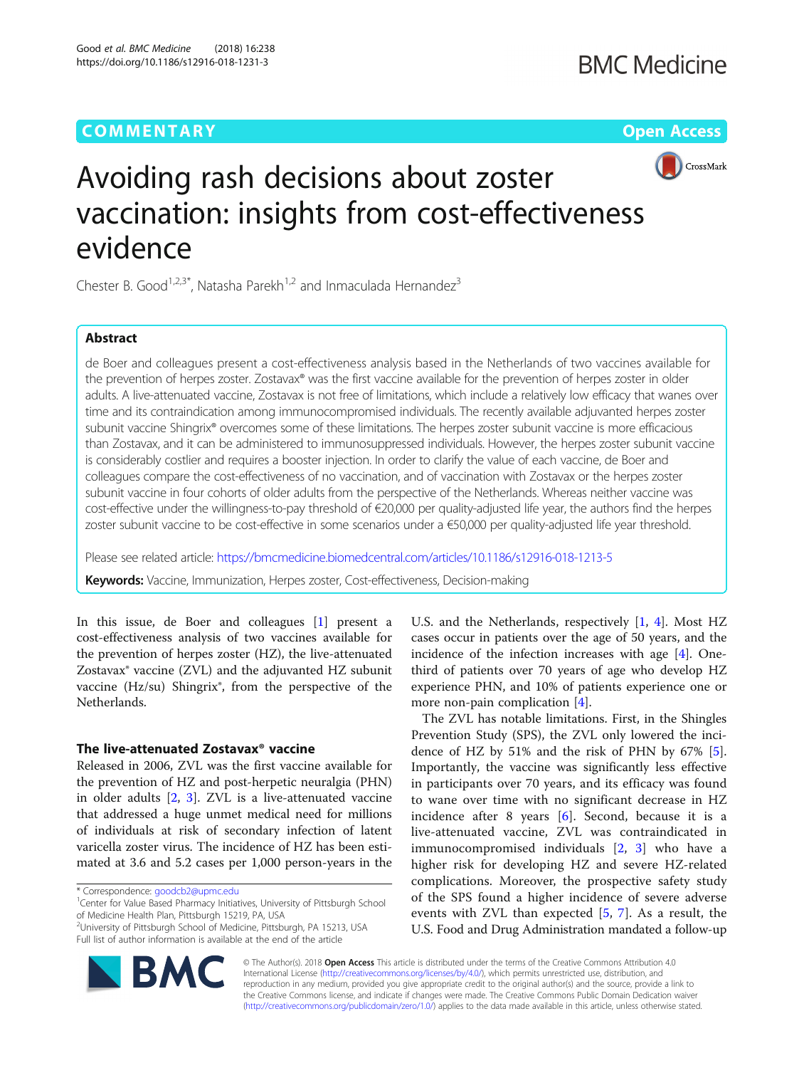# Avoiding rash decisions about zoster vaccination: insights from cost-effectiveness evidence

Chester B. Good[1,2,3*], Natasha Parekh[1,2] and Inmaculada Hernandez[3]

## Abstract

de Boer and colleagues present a cost-effectiveness analysis based in the Netherlands of two vaccines available for the prevention of herpes zoster. Zostavax® was the first vaccine available for the prevention of herpes zoster in older adults. A live-attenuated vaccine, Zostavax is not free of limitations, which include a relatively low efficacy that wanes over time and its contraindication among immunocompromised individuals. The recently available adjuvanted herpes zoster subunit vaccine Shingrix® overcomes some of these limitations. The herpes zoster subunit vaccine is more efficacious than Zostavax, and it can be administered to immunosuppressed individuals. However, the herpes zoster subunit vaccine is considerably costlier and requires a booster injection. In order to clarify the value of each vaccine, de Boer and colleagues compare the cost-effectiveness of no vaccination, and of vaccination with Zostavax or the herpes zoster subunit vaccine in four cohorts of older adults from the perspective of the Netherlands. Whereas neither vaccine was cost-effective under the willingness-to-pay threshold of €20,000 per quality-adjusted life year, the authors find the herpes zoster subunit vaccine to be cost-effective in some scenarios under a €50,000 per quality-adjusted life year threshold.

Please see related article: https://bmcmedicine.biomedcentral.com/articles/10.1186/s12916-018-1213-5

**Keywords:** Vaccine, Immunization, Herpes zoster, Cost-effectiveness, Decision-making

In this issue, de Boer and colleagues [1] present a cost-effectiveness analysis of two vaccines available for the prevention of herpes zoster (HZ), the live-attenuated Zostavax® vaccine (ZVL) and the adjuvanted HZ subunit vaccine (Hz/su) Shingrix®, from the perspective of the Netherlands.

## The live-attenuated Zostavax® vaccine

Released in 2006, ZVL was the first vaccine available for the prevention of HZ and post-herpetic neuralgia (PHN) in older adults [2, 3]. ZVL is a live-attenuated vaccine that addressed a huge unmet medical need for millions of individuals at risk of secondary infection of latent varicella zoster virus. The incidence of HZ has been estimated at 3.6 and 5.2 cases per 1,000 person-years in the U.S. and the Netherlands, respectively [1, 4]. Most HZ cases occur in patients over the age of 50 years, and the incidence of the infection increases with age [4]. One-third of patients over 70 years of age who develop HZ experience PHN, and 10% of patients experience one or more non-pain complication [4].

The ZVL has notable limitations. First, in the Shingles Prevention Study (SPS), the ZVL only lowered the incidence of HZ by 51% and the risk of PHN by 67% [5]. Importantly, the vaccine was significantly less effective in participants over 70 years, and its efficacy was found to wane over time with no significant decrease in HZ incidence after 8 years [6]. Second, because it is a live-attenuated vaccine, ZVL was contraindicated in immunocompromised individuals [2, 3] who have a higher risk for developing HZ and severe HZ-related complications. Moreover, the prospective safety study of the SPS found a higher incidence of severe adverse events with ZVL than expected [5, 7]. As a result, the U.S. Food and Drug Administration mandated a follow-up

---

\* Correspondence: goodcb2@upmc.edu
[1]Center for Value Based Pharmacy Initiatives, University of Pittsburgh School of Medicine Health Plan, Pittsburgh 15219, PA, USA
[2]University of Pittsburgh School of Medicine, Pittsburgh, PA 15213, USA
Full list of author information is available at the end of the article

© The Author(s). 2018 **Open Access** This article is distributed under the terms of the Creative Commons Attribution 4.0 International License (http://creativecommons.org/licenses/by/4.0/), which permits unrestricted use, distribution, and reproduction in any medium, provided you give appropriate credit to the original author(s) and the source, provide a link to the Creative Commons license, and indicate if changes were made. The Creative Commons Public Domain Dedication waiver (http://creativecommons.org/publicdomain/zero/1.0/) applies to the data made available in this article, unless otherwise stated.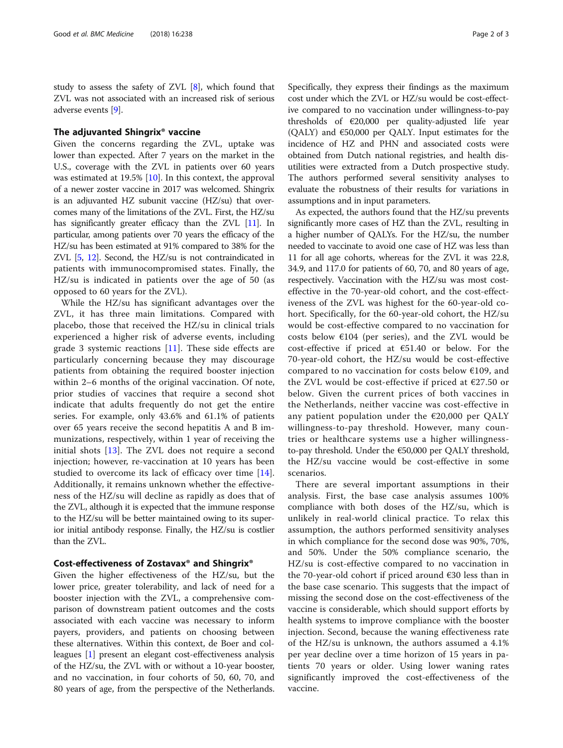study to assess the safety of ZVL [8], which found that ZVL was not associated with an increased risk of serious adverse events [9].

## The adjuvanted Shingrix® vaccine

Given the concerns regarding the ZVL, uptake was lower than expected. After 7 years on the market in the U.S., coverage with the ZVL in patients over 60 years was estimated at 19.5% [10]. In this context, the approval of a newer zoster vaccine in 2017 was welcomed. Shingrix is an adjuvanted HZ subunit vaccine (HZ/su) that overcomes many of the limitations of the ZVL. First, the HZ/su has significantly greater efficacy than the ZVL [11]. In particular, among patients over 70 years the efficacy of the HZ/su has been estimated at 91% compared to 38% for the ZVL [5, 12]. Second, the HZ/su is not contraindicated in patients with immunocompromised states. Finally, the HZ/su is indicated in patients over the age of 50 (as opposed to 60 years for the ZVL).

While the HZ/su has significant advantages over the ZVL, it has three main limitations. Compared with placebo, those that received the HZ/su in clinical trials experienced a higher risk of adverse events, including grade 3 systemic reactions [11]. These side effects are particularly concerning because they may discourage patients from obtaining the required booster injection within 2–6 months of the original vaccination. Of note, prior studies of vaccines that require a second shot indicate that adults frequently do not get the entire series. For example, only 43.6% and 61.1% of patients over 65 years receive the second hepatitis A and B immunizations, respectively, within 1 year of receiving the initial shots [13]. The ZVL does not require a second injection; however, re-vaccination at 10 years has been studied to overcome its lack of efficacy over time [14]. Additionally, it remains unknown whether the effectiveness of the HZ/su will decline as rapidly as does that of the ZVL, although it is expected that the immune response to the HZ/su will be better maintained owing to its superior initial antibody response. Finally, the HZ/su is costlier than the ZVL.

## Cost-effectiveness of Zostavax® and Shingrix®

Given the higher effectiveness of the HZ/su, but the lower price, greater tolerability, and lack of need for a booster injection with the ZVL, a comprehensive comparison of downstream patient outcomes and the costs associated with each vaccine was necessary to inform payers, providers, and patients on choosing between these alternatives. Within this context, de Boer and colleagues [1] present an elegant cost-effectiveness analysis of the HZ/su, the ZVL with or without a 10-year booster, and no vaccination, in four cohorts of 50, 60, 70, and 80 years of age, from the perspective of the Netherlands. Specifically, they express their findings as the maximum cost under which the ZVL or HZ/su would be cost-effective compared to no vaccination under willingness-to-pay thresholds of €20,000 per quality-adjusted life year (QALY) and €50,000 per QALY. Input estimates for the incidence of HZ and PHN and associated costs were obtained from Dutch national registries, and health disutilities were extracted from a Dutch prospective study. The authors performed several sensitivity analyses to evaluate the robustness of their results for variations in assumptions and in input parameters.

As expected, the authors found that the HZ/su prevents significantly more cases of HZ than the ZVL, resulting in a higher number of QALYs. For the HZ/su, the number needed to vaccinate to avoid one case of HZ was less than 11 for all age cohorts, whereas for the ZVL it was 22.8, 34.9, and 117.0 for patients of 60, 70, and 80 years of age, respectively. Vaccination with the HZ/su was most cost-effective in the 70-year-old cohort, and the cost-effectiveness of the ZVL was highest for the 60-year-old cohort. Specifically, for the 60-year-old cohort, the HZ/su would be cost-effective compared to no vaccination for costs below €104 (per series), and the ZVL would be cost-effective if priced at €51.40 or below. For the 70-year-old cohort, the HZ/su would be cost-effective compared to no vaccination for costs below €109, and the ZVL would be cost-effective if priced at €27.50 or below. Given the current prices of both vaccines in the Netherlands, neither vaccine was cost-effective in any patient population under the €20,000 per QALY willingness-to-pay threshold. However, many countries or healthcare systems use a higher willingness-to-pay threshold. Under the €50,000 per QALY threshold, the HZ/su vaccine would be cost-effective in some scenarios.

There are several important assumptions in their analysis. First, the base case analysis assumes 100% compliance with both doses of the HZ/su, which is unlikely in real-world clinical practice. To relax this assumption, the authors performed sensitivity analyses in which compliance for the second dose was 90%, 70%, and 50%. Under the 50% compliance scenario, the HZ/su is cost-effective compared to no vaccination in the 70-year-old cohort if priced around €30 less than in the base case scenario. This suggests that the impact of missing the second dose on the cost-effectiveness of the vaccine is considerable, which should support efforts by health systems to improve compliance with the booster injection. Second, because the waning effectiveness rate of the HZ/su is unknown, the authors assumed a 4.1% per year decline over a time horizon of 15 years in patients 70 years or older. Using lower waning rates significantly improved the cost-effectiveness of the vaccine.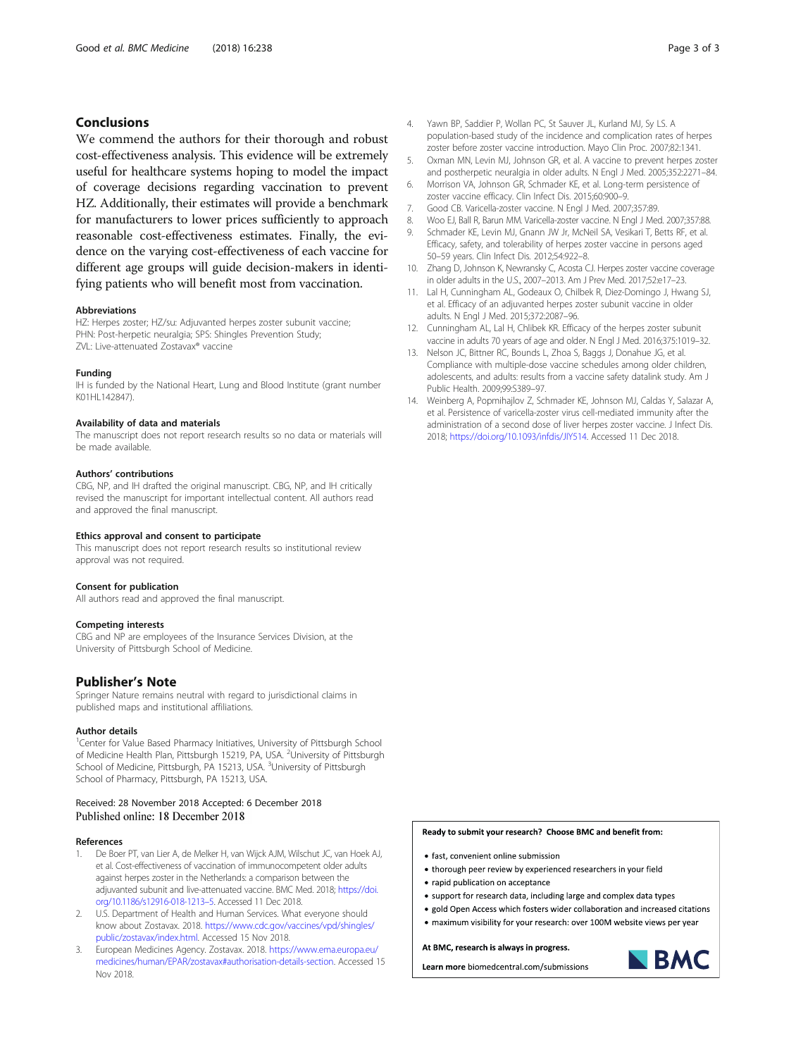## Conclusions

We commend the authors for their thorough and robust cost-effectiveness analysis. This evidence will be extremely useful for healthcare systems hoping to model the impact of coverage decisions regarding vaccination to prevent HZ. Additionally, their estimates will provide a benchmark for manufacturers to lower prices sufficiently to approach reasonable cost-effectiveness estimates. Finally, the evidence on the varying cost-effectiveness of each vaccine for different age groups will guide decision-makers in identifying patients who will benefit most from vaccination.

### Abbreviations

HZ: Herpes zoster; HZ/su: Adjuvanted herpes zoster subunit vaccine; PHN: Post-herpetic neuralgia; SPS: Shingles Prevention Study; ZVL: Live-attenuated Zostavax® vaccine

### Funding

IH is funded by the National Heart, Lung and Blood Institute (grant number K01HL142847).

### Availability of data and materials

The manuscript does not report research results so no data or materials will be made available.

### Authors' contributions

CBG, NP, and IH drafted the original manuscript. CBG, NP, and IH critically revised the manuscript for important intellectual content. All authors read and approved the final manuscript.

### Ethics approval and consent to participate

This manuscript does not report research results so institutional review approval was not required.

### Consent for publication

All authors read and approved the final manuscript.

### Competing interests

CBG and NP are employees of the Insurance Services Division, at the University of Pittsburgh School of Medicine.

## Publisher's Note

Springer Nature remains neutral with regard to jurisdictional claims in published maps and institutional affiliations.

### Author details

[1]Center for Value Based Pharmacy Initiatives, University of Pittsburgh School of Medicine Health Plan, Pittsburgh 15219, PA, USA. [2]University of Pittsburgh School of Medicine, Pittsburgh, PA 15213, USA. [3]University of Pittsburgh School of Pharmacy, Pittsburgh, PA 15213, USA.

Received: 28 November 2018 Accepted: 6 December 2018
Published online: 18 December 2018

### References

1. De Boer PT, van Lier A, de Melker H, van Wijck AJM, Wilschut JC, van Hoek AJ, et al. Cost-effectiveness of vaccination of immunocompetent older adults against herpes zoster in the Netherlands: a comparison between the adjuvanted subunit and live-attenuated vaccine. BMC Med. 2018; https://doi.org/10.1186/s12916-018-1213-5. Accessed 11 Dec 2018.
2. U.S. Department of Health and Human Services. What everyone should know about Zostavax. 2018. https://www.cdc.gov/vaccines/vpd/shingles/public/zostavax/index.html. Accessed 15 Nov 2018.
3. European Medicines Agency. Zostavax. 2018. https://www.ema.europa.eu/medicines/human/EPAR/zostavax#authorisation-details-section. Accessed 15 Nov 2018.
4. Yawn BP, Saddier P, Wollan PC, St Sauver JL, Kurland MJ, Sy LS. A population-based study of the incidence and complication rates of herpes zoster before zoster vaccine introduction. Mayo Clin Proc. 2007;82:1341.
5. Oxman MN, Levin MJ, Johnson GR, et al. A vaccine to prevent herpes zoster and postherpetic neuralgia in older adults. N Engl J Med. 2005;352:2271–84.
6. Morrison VA, Johnson GR, Schmader KE, et al. Long-term persistence of zoster vaccine efficacy. Clin Infect Dis. 2015;60:900–9.
7. Good CB. Varicella-zoster vaccine. N Engl J Med. 2007;357:89.
8. Woo EJ, Ball R, Barun MM. Varicella-zoster vaccine. N Engl J Med. 2007;357:88.
9. Schmader KE, Levin MJ, Gnann JW Jr, McNeil SA, Vesikari T, Betts RF, et al. Efficacy, safety, and tolerability of herpes zoster vaccine in persons aged 50–59 years. Clin Infect Dis. 2012;54:922–8.
10. Zhang D, Johnson K, Newransky C, Acosta CJ. Herpes zoster vaccine coverage in older adults in the U.S., 2007–2013. Am J Prev Med. 2017;52:e17–23.
11. Lal H, Cunningham AL, Godeaux O, Chlibek R, Diez-Domingo J, Hwang SJ, et al. Efficacy of an adjuvanted herpes zoster subunit vaccine in older adults. N Engl J Med. 2015;372:2087–96.
12. Cunningham AL, Lal H, Chlibek KR. Efficacy of the herpes zoster subunit vaccine in adults 70 years of age and older. N Engl J Med. 2016;375:1019–32.
13. Nelson JC, Bittner RC, Bounds L, Zhoa S, Baggs J, Donahue JG, et al. Compliance with multiple-dose vaccine schedules among older children, adolescents, and adults: results from a vaccine safety datalink study. Am J Public Health. 2009;99:S389–97.
14. Weinberg A, Popmihajlov Z, Schmader KE, Johnson MJ, Caldas Y, Salazar A, et al. Persistence of varicella-zoster virus cell-mediated immunity after the administration of a second dose of liver herpes zoster vaccine. J Infect Dis. 2018; https://doi.org/10.1093/infdis/JIY514. Accessed 11 Dec 2018.